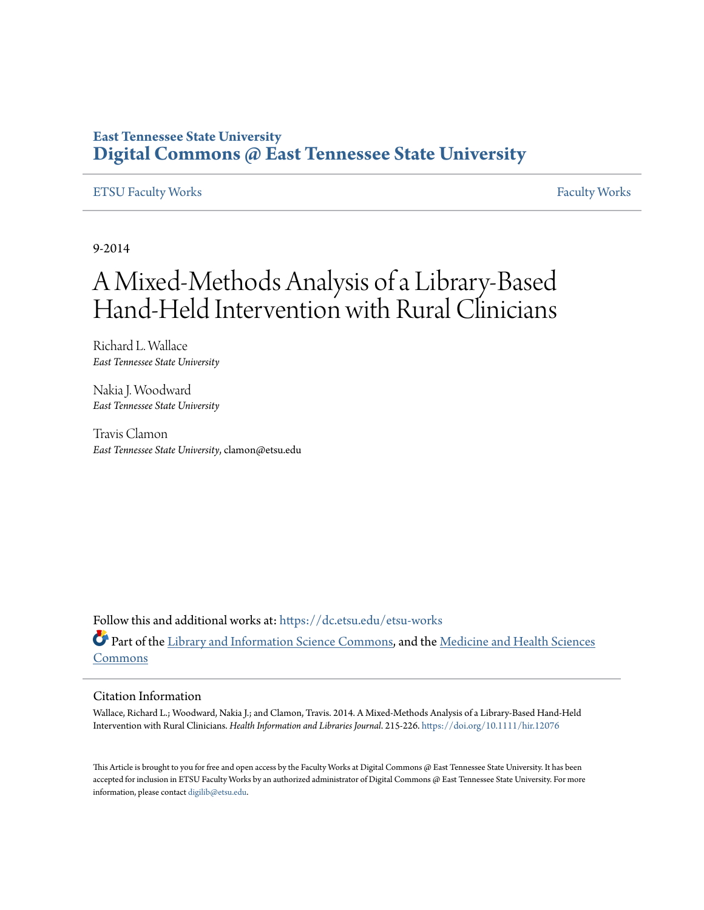**East Tennessee State University**

**Digital Commons @ East Tennessee State University**

ETSU Faculty Works | Faculty Works

9-2014

# A Mixed-Methods Analysis of a Library-Based Hand-Held Intervention with Rural Clinicians

Richard L. Wallace
*East Tennessee State University*

Nakia J. Woodward
*East Tennessee State University*

Travis Clamon
*East Tennessee State University*, clamon@etsu.edu

Follow this and additional works at: https://dc.etsu.edu/etsu-works

Part of the Library and Information Science Commons, and the Medicine and Health Sciences Commons

## Citation Information

Wallace, Richard L.; Woodward, Nakia J.; and Clamon, Travis. 2014. A Mixed-Methods Analysis of a Library-Based Hand-Held Intervention with Rural Clinicians. *Health Information and Libraries Journal*. 215-226. https://doi.org/10.1111/hir.12076

This Article is brought to you for free and open access by the Faculty Works at Digital Commons @ East Tennessee State University. It has been accepted for inclusion in ETSU Faculty Works by an authorized administrator of Digital Commons @ East Tennessee State University. For more information, please contact digilib@etsu.edu.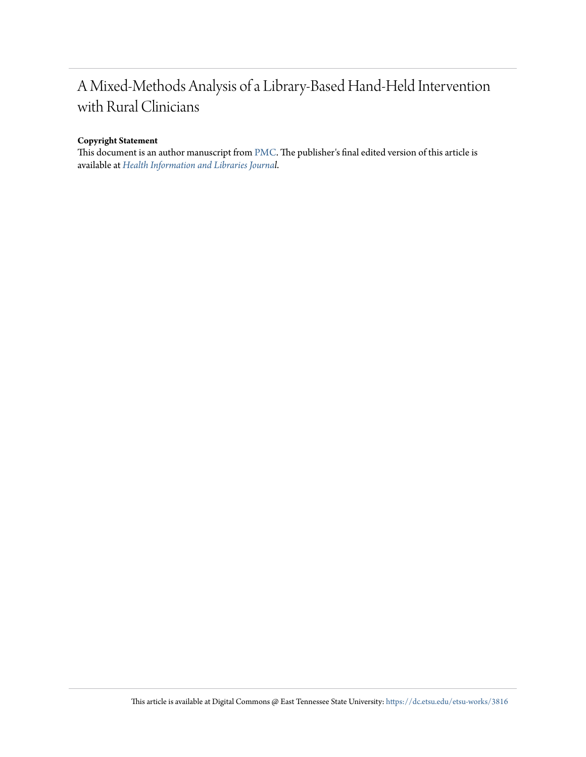# A Mixed-Methods Analysis of a Library-Based Hand-Held Intervention with Rural Clinicians

**Copyright Statement**

This document is an author manuscript from PMC. The publisher's final edited version of this article is available at *Health Information and Libraries Journal*.

This article is available at Digital Commons @ East Tennessee State University: https://dc.etsu.edu/etsu-works/3816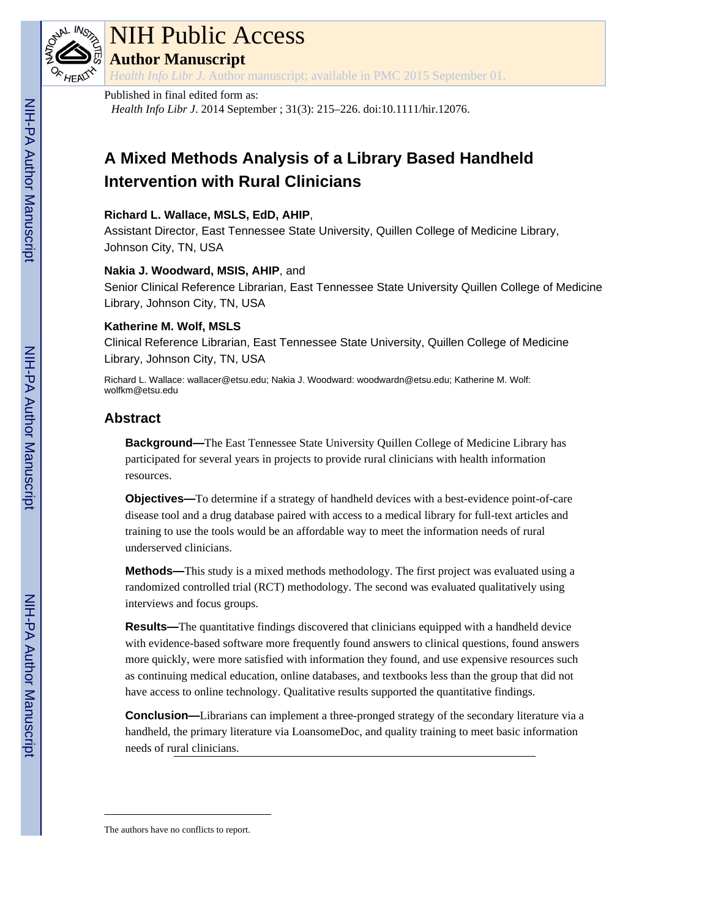NIH Public Access

**Author Manuscript**

*Health Info Libr J*. Author manuscript; available in PMC 2015 September 01.

Published in final edited form as:

*Health Info Libr J*. 2014 September ; 31(3): 215–226. doi:10.1111/hir.12076.

# A Mixed Methods Analysis of a Library Based Handheld Intervention with Rural Clinicians

**Richard L. Wallace, MSLS, EdD, AHIP**,

Assistant Director, East Tennessee State University, Quillen College of Medicine Library, Johnson City, TN, USA

**Nakia J. Woodward, MSIS, AHIP**, and

Senior Clinical Reference Librarian, East Tennessee State University Quillen College of Medicine Library, Johnson City, TN, USA

**Katherine M. Wolf, MSLS**

Clinical Reference Librarian, East Tennessee State University, Quillen College of Medicine Library, Johnson City, TN, USA

Richard L. Wallace: wallacer@etsu.edu; Nakia J. Woodward: woodwardn@etsu.edu; Katherine M. Wolf: wolfkm@etsu.edu

## Abstract

**Background—**The East Tennessee State University Quillen College of Medicine Library has participated for several years in projects to provide rural clinicians with health information resources.

**Objectives—**To determine if a strategy of handheld devices with a best-evidence point-of-care disease tool and a drug database paired with access to a medical library for full-text articles and training to use the tools would be an affordable way to meet the information needs of rural underserved clinicians.

**Methods—**This study is a mixed methods methodology. The first project was evaluated using a randomized controlled trial (RCT) methodology. The second was evaluated qualitatively using interviews and focus groups.

**Results—**The quantitative findings discovered that clinicians equipped with a handheld device with evidence-based software more frequently found answers to clinical questions, found answers more quickly, were more satisfied with information they found, and use expensive resources such as continuing medical education, online databases, and textbooks less than the group that did not have access to online technology. Qualitative results supported the quantitative findings.

**Conclusion—**Librarians can implement a three-pronged strategy of the secondary literature via a handheld, the primary literature via LoansomeDoc, and quality training to meet basic information needs of rural clinicians.

The authors have no conflicts to report.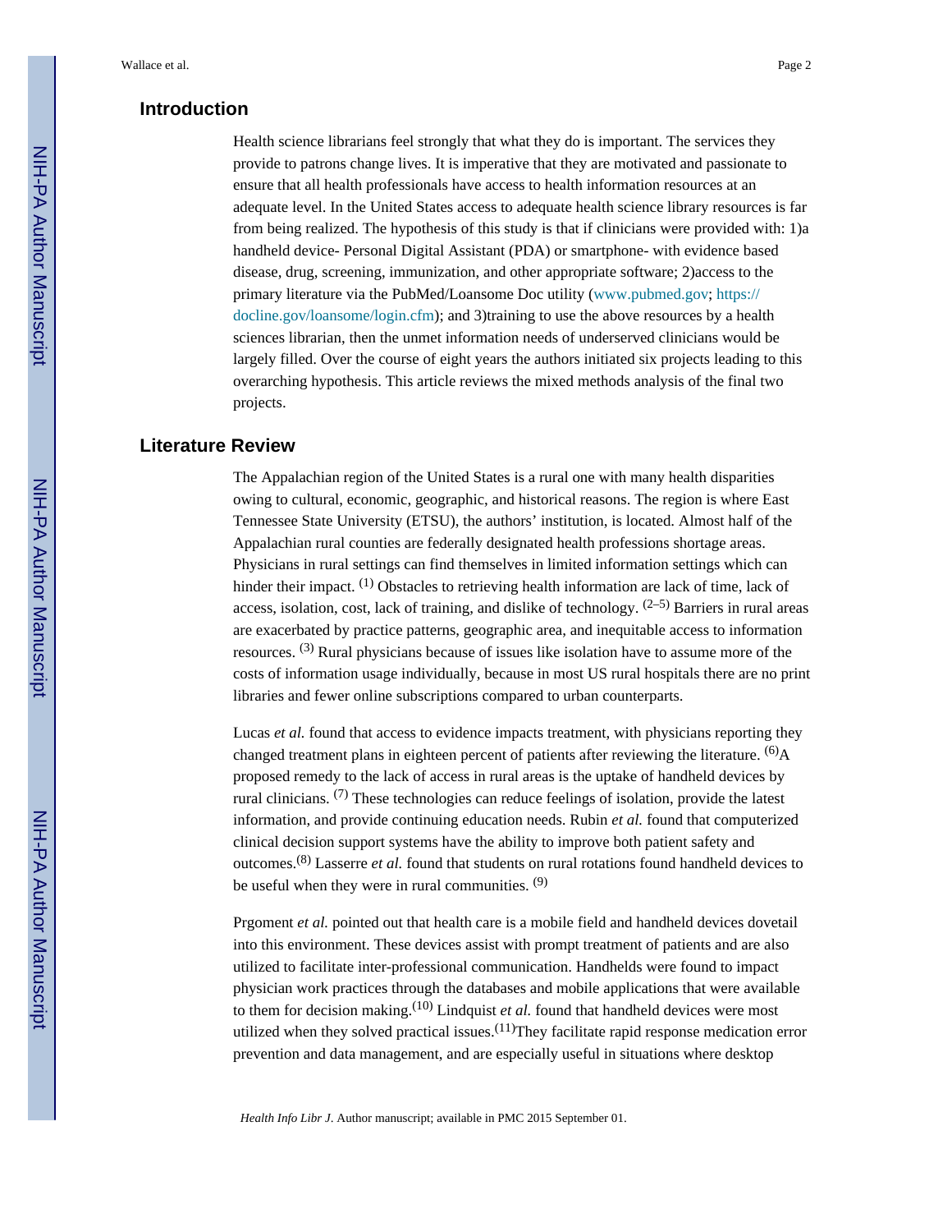## Introduction

Health science librarians feel strongly that what they do is important. The services they provide to patrons change lives. It is imperative that they are motivated and passionate to ensure that all health professionals have access to health information resources at an adequate level. In the United States access to adequate health science library resources is far from being realized. The hypothesis of this study is that if clinicians were provided with: 1)a handheld device- Personal Digital Assistant (PDA) or smartphone- with evidence based disease, drug, screening, immunization, and other appropriate software; 2)access to the primary literature via the PubMed/Loansome Doc utility (www.pubmed.gov; https://docline.gov/loansome/login.cfm); and 3)training to use the above resources by a health sciences librarian, then the unmet information needs of underserved clinicians would be largely filled. Over the course of eight years the authors initiated six projects leading to this overarching hypothesis. This article reviews the mixed methods analysis of the final two projects.

## Literature Review

The Appalachian region of the United States is a rural one with many health disparities owing to cultural, economic, geographic, and historical reasons. The region is where East Tennessee State University (ETSU), the authors' institution, is located. Almost half of the Appalachian rural counties are federally designated health professions shortage areas. Physicians in rural settings can find themselves in limited information settings which can hinder their impact. [1] Obstacles to retrieving health information are lack of time, lack of access, isolation, cost, lack of training, and dislike of technology. [2–5] Barriers in rural areas are exacerbated by practice patterns, geographic area, and inequitable access to information resources. [3] Rural physicians because of issues like isolation have to assume more of the costs of information usage individually, because in most US rural hospitals there are no print libraries and fewer online subscriptions compared to urban counterparts.

Lucas *et al.* found that access to evidence impacts treatment, with physicians reporting they changed treatment plans in eighteen percent of patients after reviewing the literature. [6]A proposed remedy to the lack of access in rural areas is the uptake of handheld devices by rural clinicians. [7] These technologies can reduce feelings of isolation, provide the latest information, and provide continuing education needs. Rubin *et al.* found that computerized clinical decision support systems have the ability to improve both patient safety and outcomes.[8] Lasserre *et al.* found that students on rural rotations found handheld devices to be useful when they were in rural communities. [9]

Prgoment *et al.* pointed out that health care is a mobile field and handheld devices dovetail into this environment. These devices assist with prompt treatment of patients and are also utilized to facilitate inter-professional communication. Handhelds were found to impact physician work practices through the databases and mobile applications that were available to them for decision making.[10] Lindquist *et al.* found that handheld devices were most utilized when they solved practical issues.[11]They facilitate rapid response medication error prevention and data management, and are especially useful in situations where desktop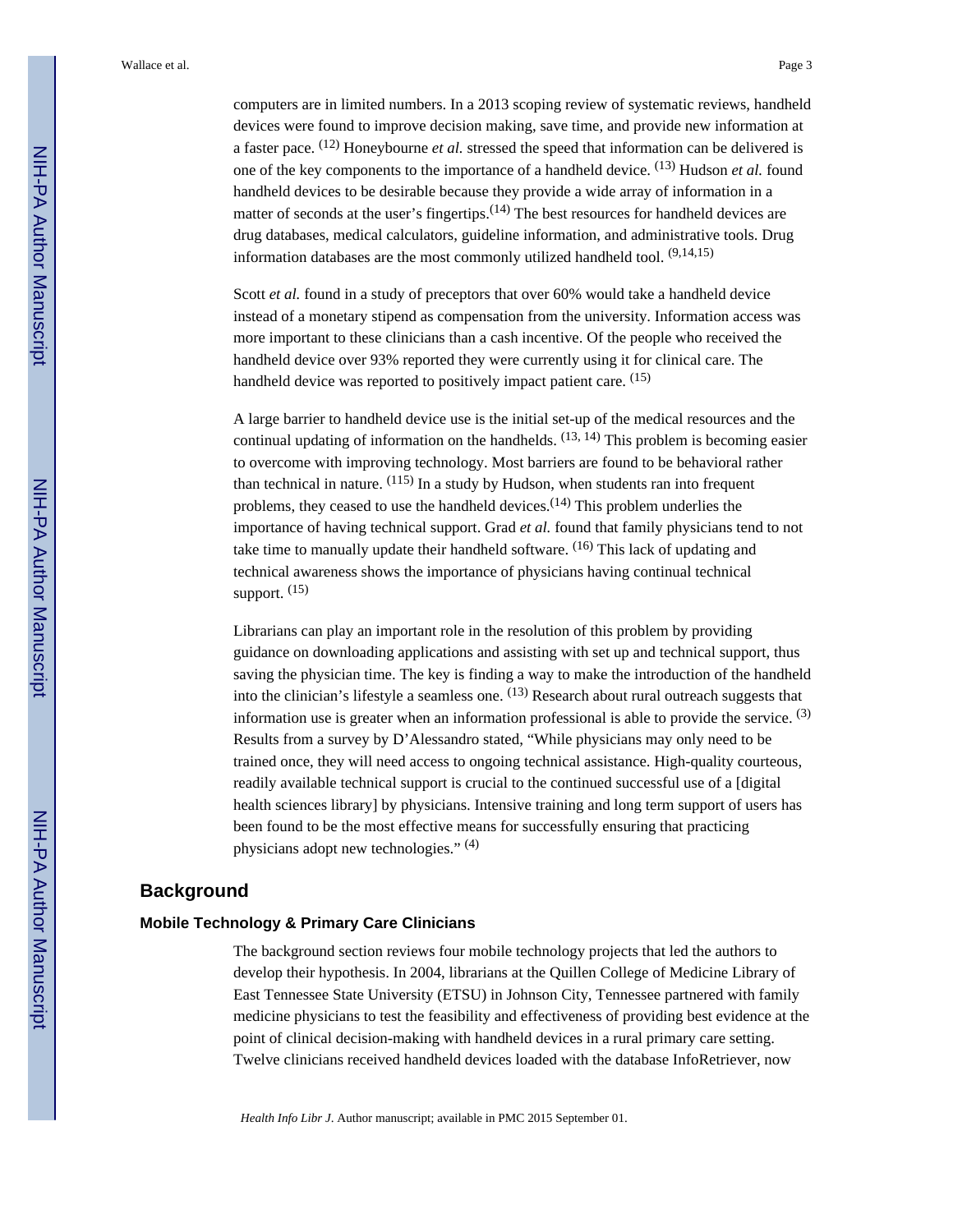computers are in limited numbers. In a 2013 scoping review of systematic reviews, handheld devices were found to improve decision making, save time, and provide new information at a faster pace. [12] Honeybourne *et al.* stressed the speed that information can be delivered is one of the key components to the importance of a handheld device. [13] Hudson *et al.* found handheld devices to be desirable because they provide a wide array of information in a matter of seconds at the user's fingertips.[14] The best resources for handheld devices are drug databases, medical calculators, guideline information, and administrative tools. Drug information databases are the most commonly utilized handheld tool. [9,14,15]

Scott *et al.* found in a study of preceptors that over 60% would take a handheld device instead of a monetary stipend as compensation from the university. Information access was more important to these clinicians than a cash incentive. Of the people who received the handheld device over 93% reported they were currently using it for clinical care. The handheld device was reported to positively impact patient care. [15]

A large barrier to handheld device use is the initial set-up of the medical resources and the continual updating of information on the handhelds. [13, 14] This problem is becoming easier to overcome with improving technology. Most barriers are found to be behavioral rather than technical in nature. [115] In a study by Hudson, when students ran into frequent problems, they ceased to use the handheld devices.[14] This problem underlies the importance of having technical support. Grad *et al.* found that family physicians tend to not take time to manually update their handheld software. [16] This lack of updating and technical awareness shows the importance of physicians having continual technical support. [15]

Librarians can play an important role in the resolution of this problem by providing guidance on downloading applications and assisting with set up and technical support, thus saving the physician time. The key is finding a way to make the introduction of the handheld into the clinician's lifestyle a seamless one. [13] Research about rural outreach suggests that information use is greater when an information professional is able to provide the service. [3] Results from a survey by D'Alessandro stated, "While physicians may only need to be trained once, they will need access to ongoing technical assistance. High-quality courteous, readily available technical support is crucial to the continued successful use of a [digital health sciences library] by physicians. Intensive training and long term support of users has been found to be the most effective means for successfully ensuring that practicing physicians adopt new technologies." [4]

## Background

### Mobile Technology & Primary Care Clinicians

The background section reviews four mobile technology projects that led the authors to develop their hypothesis. In 2004, librarians at the Quillen College of Medicine Library of East Tennessee State University (ETSU) in Johnson City, Tennessee partnered with family medicine physicians to test the feasibility and effectiveness of providing best evidence at the point of clinical decision-making with handheld devices in a rural primary care setting. Twelve clinicians received handheld devices loaded with the database InfoRetriever, now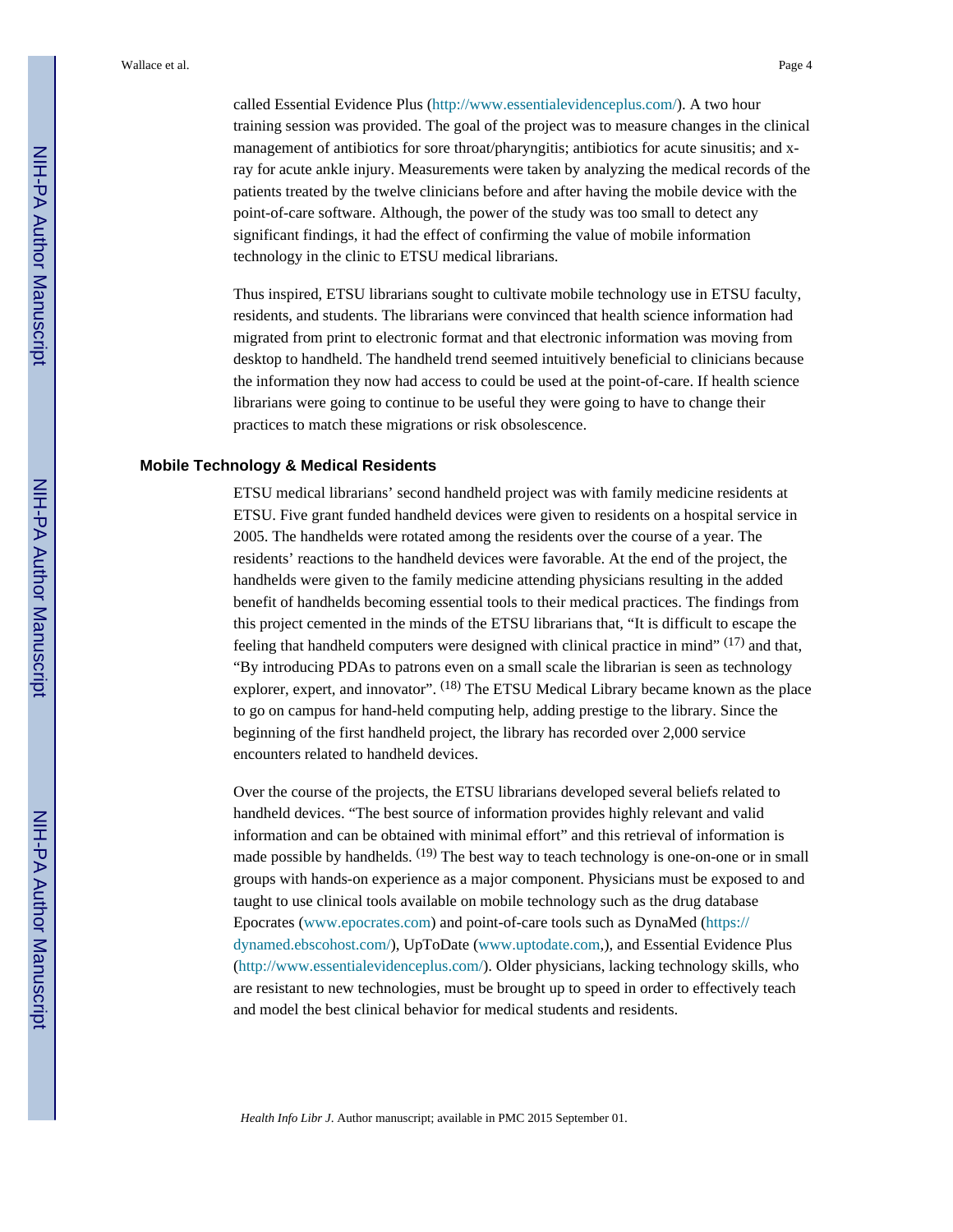called Essential Evidence Plus (http://www.essentialevidenceplus.com/). A two hour training session was provided. The goal of the project was to measure changes in the clinical management of antibiotics for sore throat/pharyngitis; antibiotics for acute sinusitis; and x-ray for acute ankle injury. Measurements were taken by analyzing the medical records of the patients treated by the twelve clinicians before and after having the mobile device with the point-of-care software. Although, the power of the study was too small to detect any significant findings, it had the effect of confirming the value of mobile information technology in the clinic to ETSU medical librarians.

Thus inspired, ETSU librarians sought to cultivate mobile technology use in ETSU faculty, residents, and students. The librarians were convinced that health science information had migrated from print to electronic format and that electronic information was moving from desktop to handheld. The handheld trend seemed intuitively beneficial to clinicians because the information they now had access to could be used at the point-of-care. If health science librarians were going to continue to be useful they were going to have to change their practices to match these migrations or risk obsolescence.

## Mobile Technology & Medical Residents

ETSU medical librarians' second handheld project was with family medicine residents at ETSU. Five grant funded handheld devices were given to residents on a hospital service in 2005. The handhelds were rotated among the residents over the course of a year. The residents' reactions to the handheld devices were favorable. At the end of the project, the handhelds were given to the family medicine attending physicians resulting in the added benefit of handhelds becoming essential tools to their medical practices. The findings from this project cemented in the minds of the ETSU librarians that, "It is difficult to escape the feeling that handheld computers were designed with clinical practice in mind" [(17)] and that, "By introducing PDAs to patrons even on a small scale the librarian is seen as technology explorer, expert, and innovator". [(18)] The ETSU Medical Library became known as the place to go on campus for hand-held computing help, adding prestige to the library. Since the beginning of the first handheld project, the library has recorded over 2,000 service encounters related to handheld devices.

Over the course of the projects, the ETSU librarians developed several beliefs related to handheld devices. "The best source of information provides highly relevant and valid information and can be obtained with minimal effort" and this retrieval of information is made possible by handhelds. [(19)] The best way to teach technology is one-on-one or in small groups with hands-on experience as a major component. Physicians must be exposed to and taught to use clinical tools available on mobile technology such as the drug database Epocrates (www.epocrates.com) and point-of-care tools such as DynaMed (https://dynamed.ebscohost.com/), UpToDate (www.uptodate.com,), and Essential Evidence Plus (http://www.essentialevidenceplus.com/). Older physicians, lacking technology skills, who are resistant to new technologies, must be brought up to speed in order to effectively teach and model the best clinical behavior for medical students and residents.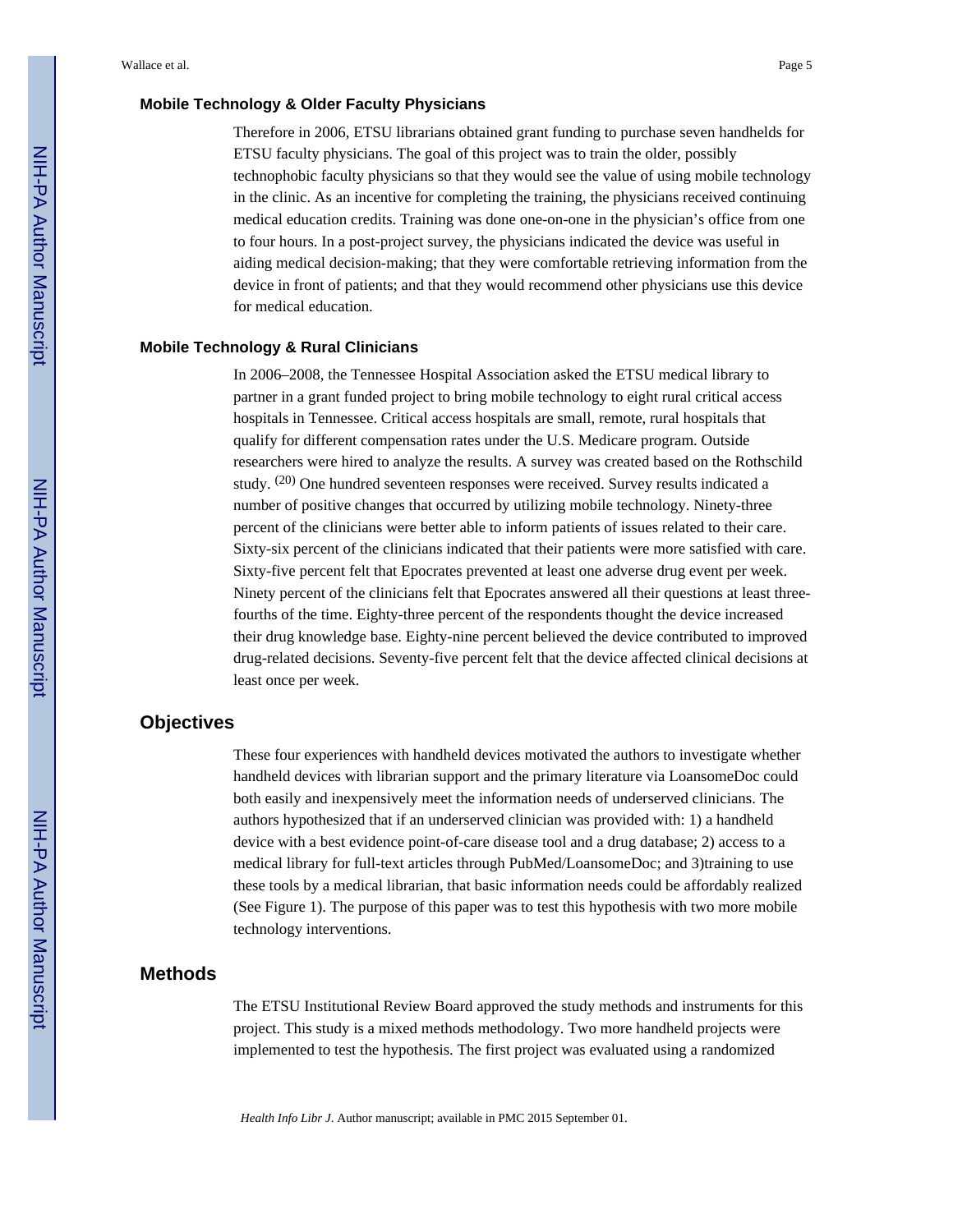### Mobile Technology & Older Faculty Physicians

Therefore in 2006, ETSU librarians obtained grant funding to purchase seven handhelds for ETSU faculty physicians. The goal of this project was to train the older, possibly technophobic faculty physicians so that they would see the value of using mobile technology in the clinic. As an incentive for completing the training, the physicians received continuing medical education credits. Training was done one-on-one in the physician's office from one to four hours. In a post-project survey, the physicians indicated the device was useful in aiding medical decision-making; that they were comfortable retrieving information from the device in front of patients; and that they would recommend other physicians use this device for medical education.

### Mobile Technology & Rural Clinicians

In 2006–2008, the Tennessee Hospital Association asked the ETSU medical library to partner in a grant funded project to bring mobile technology to eight rural critical access hospitals in Tennessee. Critical access hospitals are small, remote, rural hospitals that qualify for different compensation rates under the U.S. Medicare program. Outside researchers were hired to analyze the results. A survey was created based on the Rothschild study. [20] One hundred seventeen responses were received. Survey results indicated a number of positive changes that occurred by utilizing mobile technology. Ninety-three percent of the clinicians were better able to inform patients of issues related to their care. Sixty-six percent of the clinicians indicated that their patients were more satisfied with care. Sixty-five percent felt that Epocrates prevented at least one adverse drug event per week. Ninety percent of the clinicians felt that Epocrates answered all their questions at least three-fourths of the time. Eighty-three percent of the respondents thought the device increased their drug knowledge base. Eighty-nine percent believed the device contributed to improved drug-related decisions. Seventy-five percent felt that the device affected clinical decisions at least once per week.

## Objectives

These four experiences with handheld devices motivated the authors to investigate whether handheld devices with librarian support and the primary literature via LoansomeDoc could both easily and inexpensively meet the information needs of underserved clinicians. The authors hypothesized that if an underserved clinician was provided with: 1) a handheld device with a best evidence point-of-care disease tool and a drug database; 2) access to a medical library for full-text articles through PubMed/LoansomeDoc; and 3)training to use these tools by a medical librarian, that basic information needs could be affordably realized (See Figure 1). The purpose of this paper was to test this hypothesis with two more mobile technology interventions.

## Methods

The ETSU Institutional Review Board approved the study methods and instruments for this project. This study is a mixed methods methodology. Two more handheld projects were implemented to test the hypothesis. The first project was evaluated using a randomized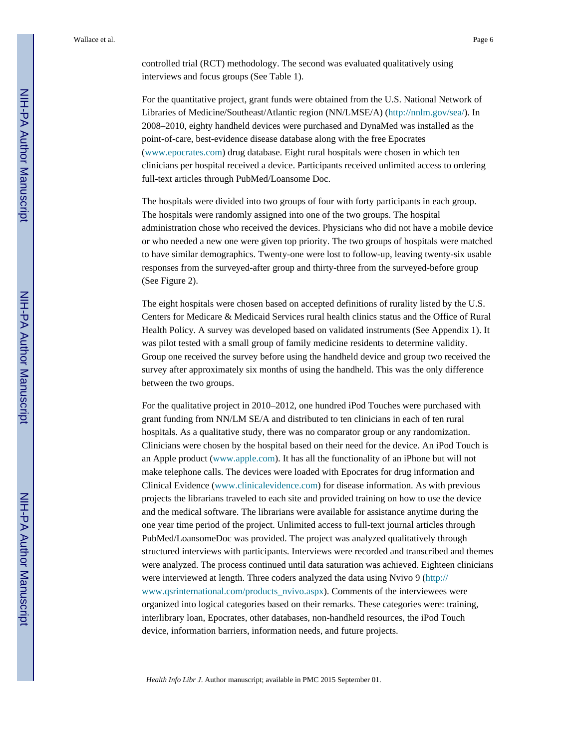controlled trial (RCT) methodology. The second was evaluated qualitatively using interviews and focus groups (See Table 1).

For the quantitative project, grant funds were obtained from the U.S. National Network of Libraries of Medicine/Southeast/Atlantic region (NN/LMSE/A) (http://nnlm.gov/sea/). In 2008–2010, eighty handheld devices were purchased and DynaMed was installed as the point-of-care, best-evidence disease database along with the free Epocrates (www.epocrates.com) drug database. Eight rural hospitals were chosen in which ten clinicians per hospital received a device. Participants received unlimited access to ordering full-text articles through PubMed/Loansome Doc.

The hospitals were divided into two groups of four with forty participants in each group. The hospitals were randomly assigned into one of the two groups. The hospital administration chose who received the devices. Physicians who did not have a mobile device or who needed a new one were given top priority. The two groups of hospitals were matched to have similar demographics. Twenty-one were lost to follow-up, leaving twenty-six usable responses from the surveyed-after group and thirty-three from the surveyed-before group (See Figure 2).

The eight hospitals were chosen based on accepted definitions of rurality listed by the U.S. Centers for Medicare & Medicaid Services rural health clinics status and the Office of Rural Health Policy. A survey was developed based on validated instruments (See Appendix 1). It was pilot tested with a small group of family medicine residents to determine validity. Group one received the survey before using the handheld device and group two received the survey after approximately six months of using the handheld. This was the only difference between the two groups.

For the qualitative project in 2010–2012, one hundred iPod Touches were purchased with grant funding from NN/LM SE/A and distributed to ten clinicians in each of ten rural hospitals. As a qualitative study, there was no comparator group or any randomization. Clinicians were chosen by the hospital based on their need for the device. An iPod Touch is an Apple product (www.apple.com). It has all the functionality of an iPhone but will not make telephone calls. The devices were loaded with Epocrates for drug information and Clinical Evidence (www.clinicalevidence.com) for disease information. As with previous projects the librarians traveled to each site and provided training on how to use the device and the medical software. The librarians were available for assistance anytime during the one year time period of the project. Unlimited access to full-text journal articles through PubMed/LoansomeDoc was provided. The project was analyzed qualitatively through structured interviews with participants. Interviews were recorded and transcribed and themes were analyzed. The process continued until data saturation was achieved. Eighteen clinicians were interviewed at length. Three coders analyzed the data using Nvivo 9 (http://www.qsrinternational.com/products_nvivo.aspx). Comments of the interviewees were organized into logical categories based on their remarks. These categories were: training, interlibrary loan, Epocrates, other databases, non-handheld resources, the iPod Touch device, information barriers, information needs, and future projects.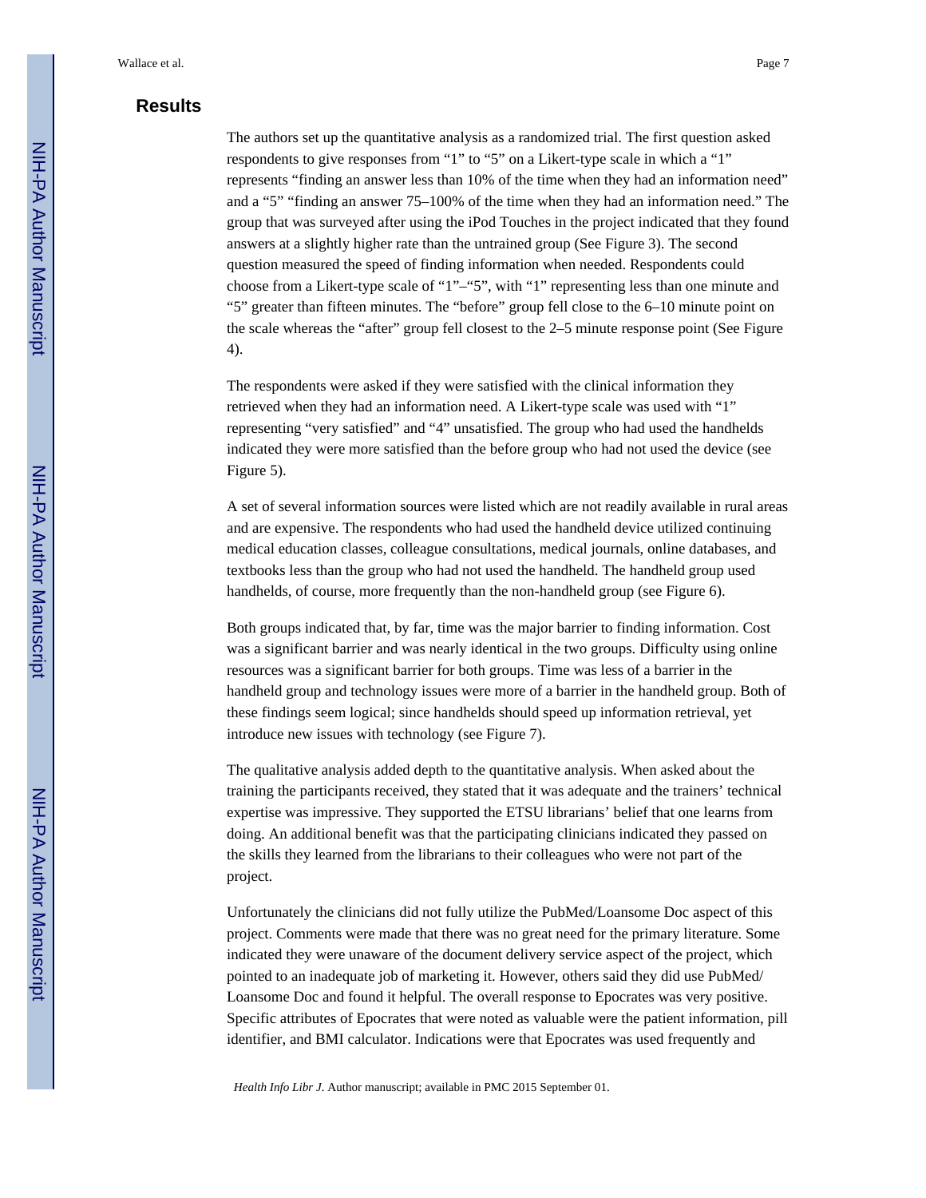## Results

The authors set up the quantitative analysis as a randomized trial. The first question asked respondents to give responses from "1" to "5" on a Likert-type scale in which a "1" represents "finding an answer less than 10% of the time when they had an information need" and a "5" "finding an answer 75–100% of the time when they had an information need." The group that was surveyed after using the iPod Touches in the project indicated that they found answers at a slightly higher rate than the untrained group (See Figure 3). The second question measured the speed of finding information when needed. Respondents could choose from a Likert-type scale of "1"–"5", with "1" representing less than one minute and "5" greater than fifteen minutes. The "before" group fell close to the 6–10 minute point on the scale whereas the "after" group fell closest to the 2–5 minute response point (See Figure 4).

The respondents were asked if they were satisfied with the clinical information they retrieved when they had an information need. A Likert-type scale was used with "1" representing "very satisfied" and "4" unsatisfied. The group who had used the handhelds indicated they were more satisfied than the before group who had not used the device (see Figure 5).

A set of several information sources were listed which are not readily available in rural areas and are expensive. The respondents who had used the handheld device utilized continuing medical education classes, colleague consultations, medical journals, online databases, and textbooks less than the group who had not used the handheld. The handheld group used handhelds, of course, more frequently than the non-handheld group (see Figure 6).

Both groups indicated that, by far, time was the major barrier to finding information. Cost was a significant barrier and was nearly identical in the two groups. Difficulty using online resources was a significant barrier for both groups. Time was less of a barrier in the handheld group and technology issues were more of a barrier in the handheld group. Both of these findings seem logical; since handhelds should speed up information retrieval, yet introduce new issues with technology (see Figure 7).

The qualitative analysis added depth to the quantitative analysis. When asked about the training the participants received, they stated that it was adequate and the trainers' technical expertise was impressive. They supported the ETSU librarians' belief that one learns from doing. An additional benefit was that the participating clinicians indicated they passed on the skills they learned from the librarians to their colleagues who were not part of the project.

Unfortunately the clinicians did not fully utilize the PubMed/Loansome Doc aspect of this project. Comments were made that there was no great need for the primary literature. Some indicated they were unaware of the document delivery service aspect of the project, which pointed to an inadequate job of marketing it. However, others said they did use PubMed/ Loansome Doc and found it helpful. The overall response to Epocrates was very positive. Specific attributes of Epocrates that were noted as valuable were the patient information, pill identifier, and BMI calculator. Indications were that Epocrates was used frequently and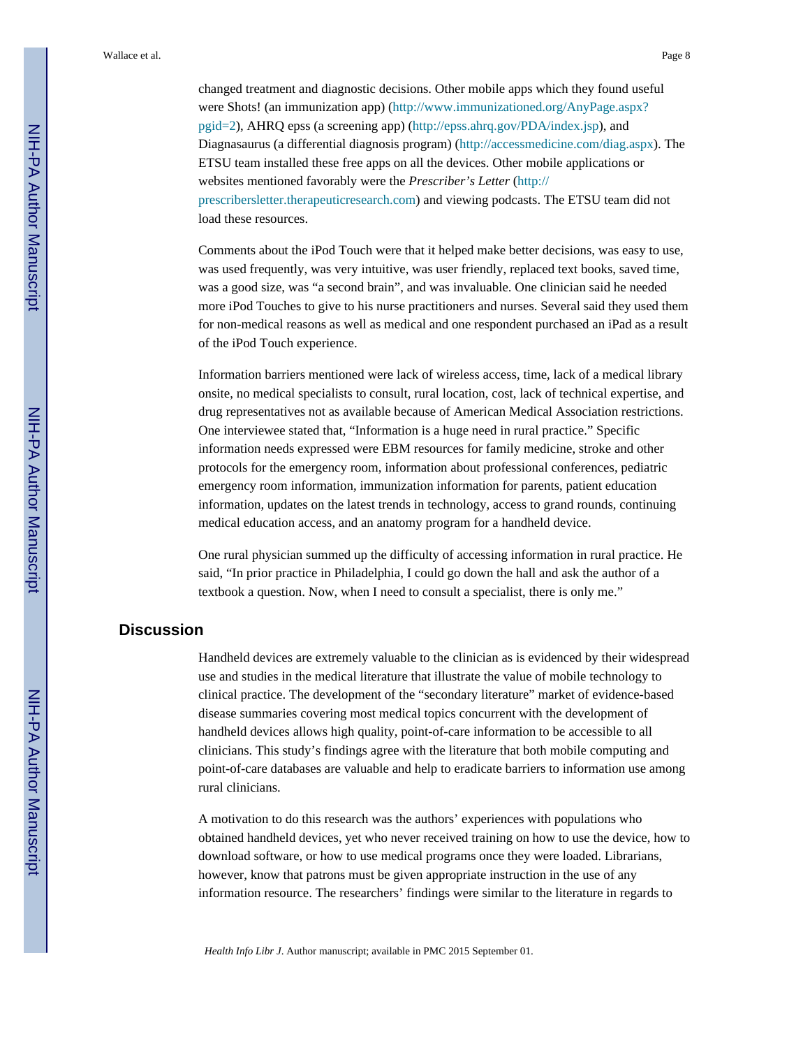changed treatment and diagnostic decisions. Other mobile apps which they found useful were Shots! (an immunization app) (http://www.immunizationed.org/AnyPage.aspx?pgid=2), AHRQ epss (a screening app) (http://epss.ahrq.gov/PDA/index.jsp), and Diagnasaurus (a differential diagnosis program) (http://accessmedicine.com/diag.aspx). The ETSU team installed these free apps on all the devices. Other mobile applications or websites mentioned favorably were the *Prescriber's Letter* (http://prescribersletter.therapeuticresearch.com) and viewing podcasts. The ETSU team did not load these resources.

Comments about the iPod Touch were that it helped make better decisions, was easy to use, was used frequently, was very intuitive, was user friendly, replaced text books, saved time, was a good size, was "a second brain", and was invaluable. One clinician said he needed more iPod Touches to give to his nurse practitioners and nurses. Several said they used them for non-medical reasons as well as medical and one respondent purchased an iPad as a result of the iPod Touch experience.

Information barriers mentioned were lack of wireless access, time, lack of a medical library onsite, no medical specialists to consult, rural location, cost, lack of technical expertise, and drug representatives not as available because of American Medical Association restrictions. One interviewee stated that, "Information is a huge need in rural practice." Specific information needs expressed were EBM resources for family medicine, stroke and other protocols for the emergency room, information about professional conferences, pediatric emergency room information, immunization information for parents, patient education information, updates on the latest trends in technology, access to grand rounds, continuing medical education access, and an anatomy program for a handheld device.

One rural physician summed up the difficulty of accessing information in rural practice. He said, "In prior practice in Philadelphia, I could go down the hall and ask the author of a textbook a question. Now, when I need to consult a specialist, there is only me."

## Discussion

Handheld devices are extremely valuable to the clinician as is evidenced by their widespread use and studies in the medical literature that illustrate the value of mobile technology to clinical practice. The development of the "secondary literature" market of evidence-based disease summaries covering most medical topics concurrent with the development of handheld devices allows high quality, point-of-care information to be accessible to all clinicians. This study's findings agree with the literature that both mobile computing and point-of-care databases are valuable and help to eradicate barriers to information use among rural clinicians.

A motivation to do this research was the authors' experiences with populations who obtained handheld devices, yet who never received training on how to use the device, how to download software, or how to use medical programs once they were loaded. Librarians, however, know that patrons must be given appropriate instruction in the use of any information resource. The researchers' findings were similar to the literature in regards to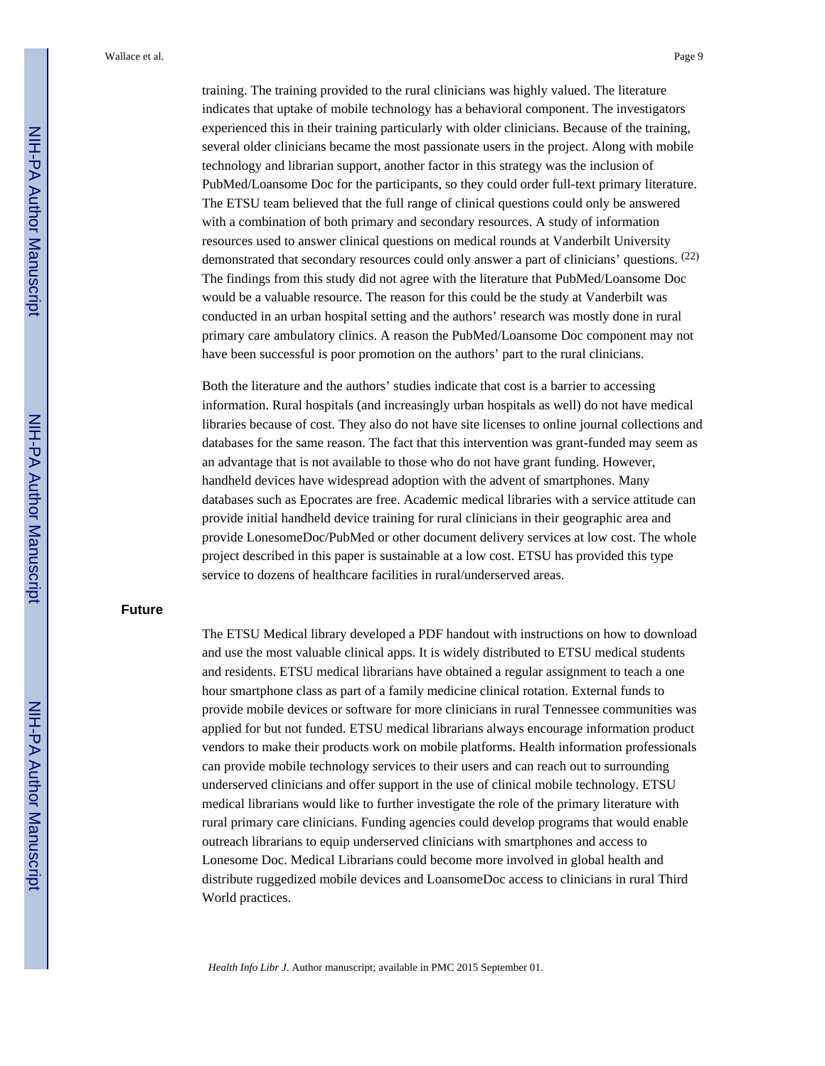training. The training provided to the rural clinicians was highly valued. The literature indicates that uptake of mobile technology has a behavioral component. The investigators experienced this in their training particularly with older clinicians. Because of the training, several older clinicians became the most passionate users in the project. Along with mobile technology and librarian support, another factor in this strategy was the inclusion of PubMed/Loansome Doc for the participants, so they could order full-text primary literature. The ETSU team believed that the full range of clinical questions could only be answered with a combination of both primary and secondary resources. A study of information resources used to answer clinical questions on medical rounds at Vanderbilt University demonstrated that secondary resources could only answer a part of clinicians' questions. [22] The findings from this study did not agree with the literature that PubMed/Loansome Doc would be a valuable resource. The reason for this could be the study at Vanderbilt was conducted in an urban hospital setting and the authors' research was mostly done in rural primary care ambulatory clinics. A reason the PubMed/Loansome Doc component may not have been successful is poor promotion on the authors' part to the rural clinicians.

Both the literature and the authors' studies indicate that cost is a barrier to accessing information. Rural hospitals (and increasingly urban hospitals as well) do not have medical libraries because of cost. They also do not have site licenses to online journal collections and databases for the same reason. The fact that this intervention was grant-funded may seem as an advantage that is not available to those who do not have grant funding. However, handheld devices have widespread adoption with the advent of smartphones. Many databases such as Epocrates are free. Academic medical libraries with a service attitude can provide initial handheld device training for rural clinicians in their geographic area and provide LonesomeDoc/PubMed or other document delivery services at low cost. The whole project described in this paper is sustainable at a low cost. ETSU has provided this type service to dozens of healthcare facilities in rural/underserved areas.

## Future

The ETSU Medical library developed a PDF handout with instructions on how to download and use the most valuable clinical apps. It is widely distributed to ETSU medical students and residents. ETSU medical librarians have obtained a regular assignment to teach a one hour smartphone class as part of a family medicine clinical rotation. External funds to provide mobile devices or software for more clinicians in rural Tennessee communities was applied for but not funded. ETSU medical librarians always encourage information product vendors to make their products work on mobile platforms. Health information professionals can provide mobile technology services to their users and can reach out to surrounding underserved clinicians and offer support in the use of clinical mobile technology. ETSU medical librarians would like to further investigate the role of the primary literature with rural primary care clinicians. Funding agencies could develop programs that would enable outreach librarians to equip underserved clinicians with smartphones and access to Lonesome Doc. Medical Librarians could become more involved in global health and distribute ruggedized mobile devices and LoansomeDoc access to clinicians in rural Third World practices.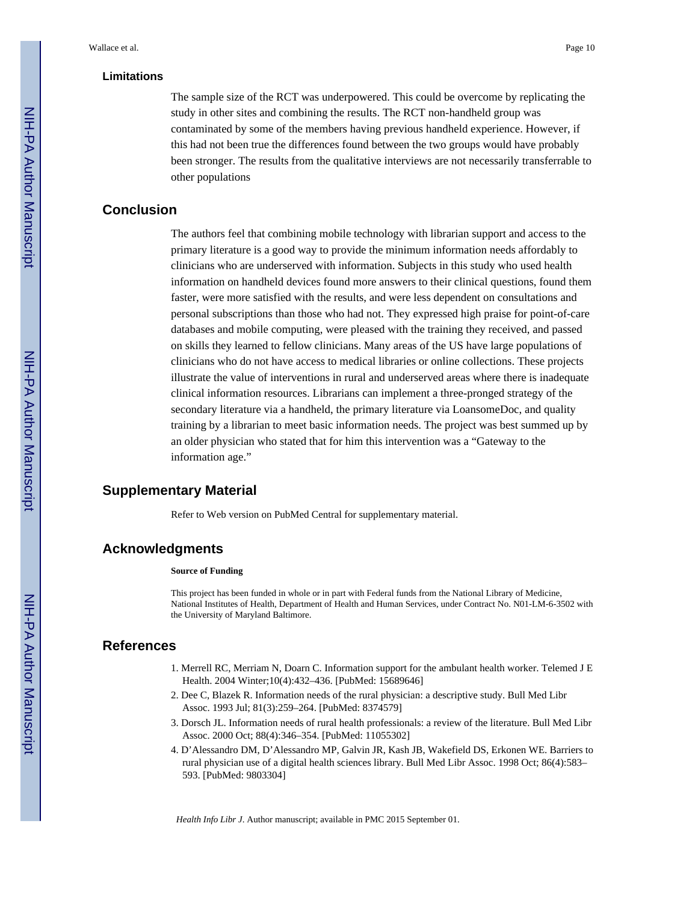### Limitations

The sample size of the RCT was underpowered. This could be overcome by replicating the study in other sites and combining the results. The RCT non-handheld group was contaminated by some of the members having previous handheld experience. However, if this had not been true the differences found between the two groups would have probably been stronger. The results from the qualitative interviews are not necessarily transferrable to other populations

## Conclusion

The authors feel that combining mobile technology with librarian support and access to the primary literature is a good way to provide the minimum information needs affordably to clinicians who are underserved with information. Subjects in this study who used health information on handheld devices found more answers to their clinical questions, found them faster, were more satisfied with the results, and were less dependent on consultations and personal subscriptions than those who had not. They expressed high praise for point-of-care databases and mobile computing, were pleased with the training they received, and passed on skills they learned to fellow clinicians. Many areas of the US have large populations of clinicians who do not have access to medical libraries or online collections. These projects illustrate the value of interventions in rural and underserved areas where there is inadequate clinical information resources. Librarians can implement a three-pronged strategy of the secondary literature via a handheld, the primary literature via LoansomeDoc, and quality training by a librarian to meet basic information needs. The project was best summed up by an older physician who stated that for him this intervention was a "Gateway to the information age."

## Supplementary Material

Refer to Web version on PubMed Central for supplementary material.

## Acknowledgments

**Source of Funding**

This project has been funded in whole or in part with Federal funds from the National Library of Medicine, National Institutes of Health, Department of Health and Human Services, under Contract No. N01-LM-6-3502 with the University of Maryland Baltimore.

## References

1. Merrell RC, Merriam N, Doarn C. Information support for the ambulant health worker. Telemed J E Health. 2004 Winter;10(4):432–436. [PubMed: 15689646]
2. Dee C, Blazek R. Information needs of the rural physician: a descriptive study. Bull Med Libr Assoc. 1993 Jul; 81(3):259–264. [PubMed: 8374579]
3. Dorsch JL. Information needs of rural health professionals: a review of the literature. Bull Med Libr Assoc. 2000 Oct; 88(4):346–354. [PubMed: 11055302]
4. D'Alessandro DM, D'Alessandro MP, Galvin JR, Kash JB, Wakefield DS, Erkonen WE. Barriers to rural physician use of a digital health sciences library. Bull Med Libr Assoc. 1998 Oct; 86(4):583–593. [PubMed: 9803304]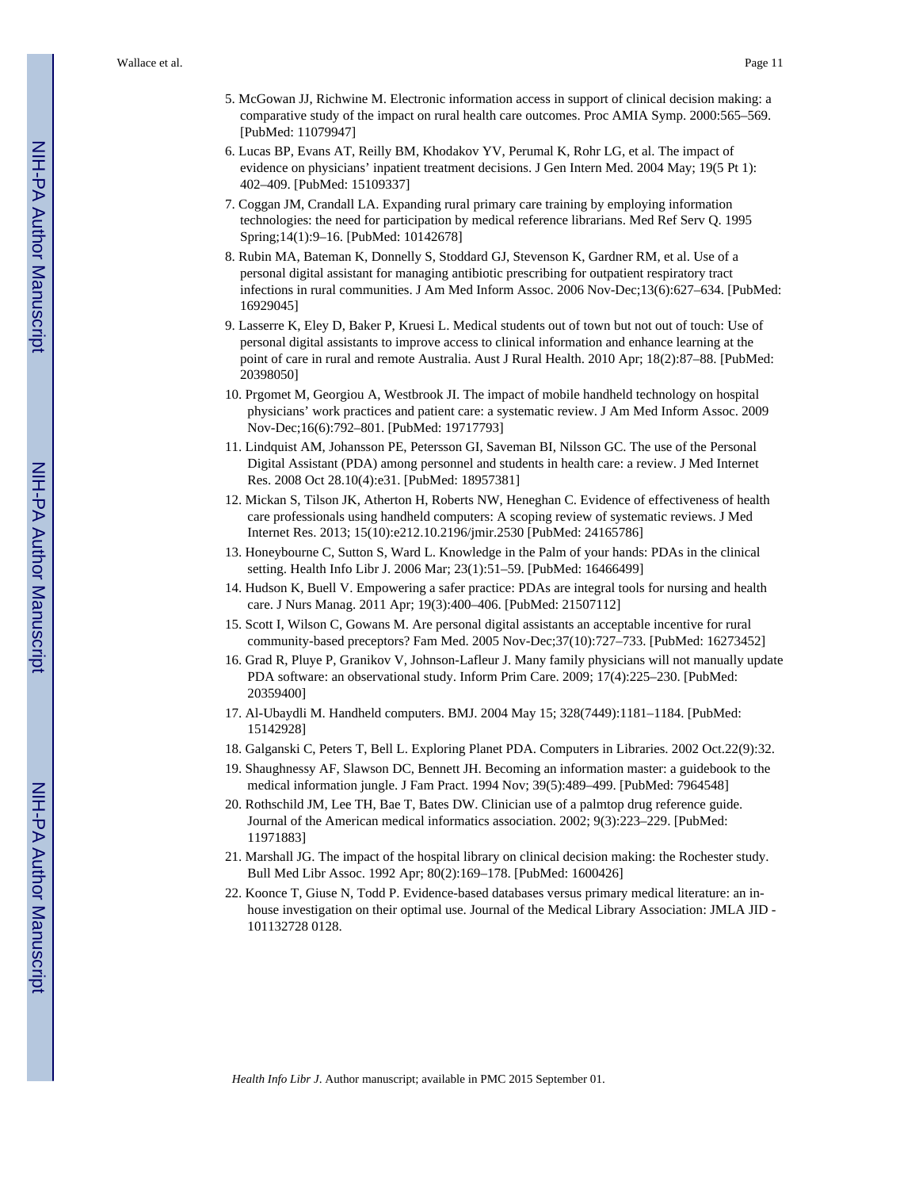5. McGowan JJ, Richwine M. Electronic information access in support of clinical decision making: a comparative study of the impact on rural health care outcomes. Proc AMIA Symp. 2000:565–569. [PubMed: 11079947]
6. Lucas BP, Evans AT, Reilly BM, Khodakov YV, Perumal K, Rohr LG, et al. The impact of evidence on physicians' inpatient treatment decisions. J Gen Intern Med. 2004 May; 19(5 Pt 1): 402–409. [PubMed: 15109337]
7. Coggan JM, Crandall LA. Expanding rural primary care training by employing information technologies: the need for participation by medical reference librarians. Med Ref Serv Q. 1995 Spring;14(1):9–16. [PubMed: 10142678]
8. Rubin MA, Bateman K, Donnelly S, Stoddard GJ, Stevenson K, Gardner RM, et al. Use of a personal digital assistant for managing antibiotic prescribing for outpatient respiratory tract infections in rural communities. J Am Med Inform Assoc. 2006 Nov-Dec;13(6):627–634. [PubMed: 16929045]
9. Lasserre K, Eley D, Baker P, Kruesi L. Medical students out of town but not out of touch: Use of personal digital assistants to improve access to clinical information and enhance learning at the point of care in rural and remote Australia. Aust J Rural Health. 2010 Apr; 18(2):87–88. [PubMed: 20398050]
10. Prgomet M, Georgiou A, Westbrook JI. The impact of mobile handheld technology on hospital physicians' work practices and patient care: a systematic review. J Am Med Inform Assoc. 2009 Nov-Dec;16(6):792–801. [PubMed: 19717793]
11. Lindquist AM, Johansson PE, Petersson GI, Saveman BI, Nilsson GC. The use of the Personal Digital Assistant (PDA) among personnel and students in health care: a review. J Med Internet Res. 2008 Oct 28.10(4):e31. [PubMed: 18957381]
12. Mickan S, Tilson JK, Atherton H, Roberts NW, Heneghan C. Evidence of effectiveness of health care professionals using handheld computers: A scoping review of systematic reviews. J Med Internet Res. 2013; 15(10):e212.10.2196/jmir.2530 [PubMed: 24165786]
13. Honeybourne C, Sutton S, Ward L. Knowledge in the Palm of your hands: PDAs in the clinical setting. Health Info Libr J. 2006 Mar; 23(1):51–59. [PubMed: 16466499]
14. Hudson K, Buell V. Empowering a safer practice: PDAs are integral tools for nursing and health care. J Nurs Manag. 2011 Apr; 19(3):400–406. [PubMed: 21507112]
15. Scott I, Wilson C, Gowans M. Are personal digital assistants an acceptable incentive for rural community-based preceptors? Fam Med. 2005 Nov-Dec;37(10):727–733. [PubMed: 16273452]
16. Grad R, Pluye P, Granikov V, Johnson-Lafleur J. Many family physicians will not manually update PDA software: an observational study. Inform Prim Care. 2009; 17(4):225–230. [PubMed: 20359400]
17. Al-Ubaydli M. Handheld computers. BMJ. 2004 May 15; 328(7449):1181–1184. [PubMed: 15142928]
18. Galganski C, Peters T, Bell L. Exploring Planet PDA. Computers in Libraries. 2002 Oct.22(9):32.
19. Shaughnessy AF, Slawson DC, Bennett JH. Becoming an information master: a guidebook to the medical information jungle. J Fam Pract. 1994 Nov; 39(5):489–499. [PubMed: 7964548]
20. Rothschild JM, Lee TH, Bae T, Bates DW. Clinician use of a palmtop drug reference guide. Journal of the American medical informatics association. 2002; 9(3):223–229. [PubMed: 11971883]
21. Marshall JG. The impact of the hospital library on clinical decision making: the Rochester study. Bull Med Libr Assoc. 1992 Apr; 80(2):169–178. [PubMed: 1600426]
22. Koonce T, Giuse N, Todd P. Evidence-based databases versus primary medical literature: an in-house investigation on their optimal use. Journal of the Medical Library Association: JMLA JID - 101132728 0128.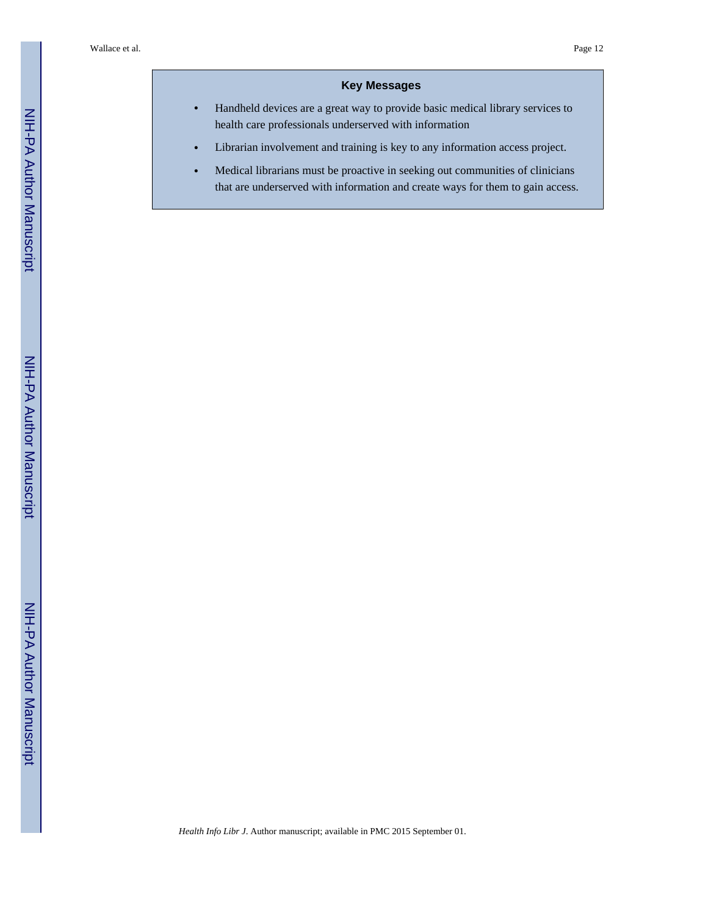## Key Messages

- Handheld devices are a great way to provide basic medical library services to health care professionals underserved with information
- Librarian involvement and training is key to any information access project.
- Medical librarians must be proactive in seeking out communities of clinicians that are underserved with information and create ways for them to gain access.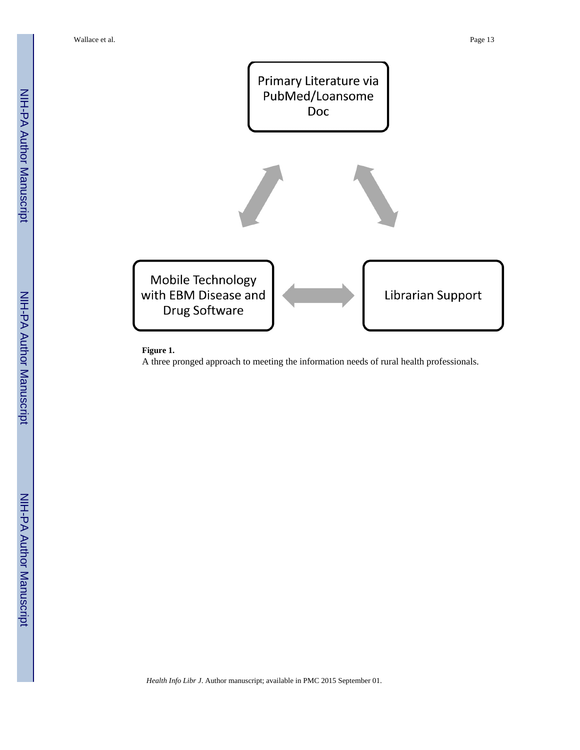Primary Literature via PubMed/Loansome Doc

Mobile Technology with EBM Disease and Drug Software

Librarian Support

**Figure 1.**

A three pronged approach to meeting the information needs of rural health professionals.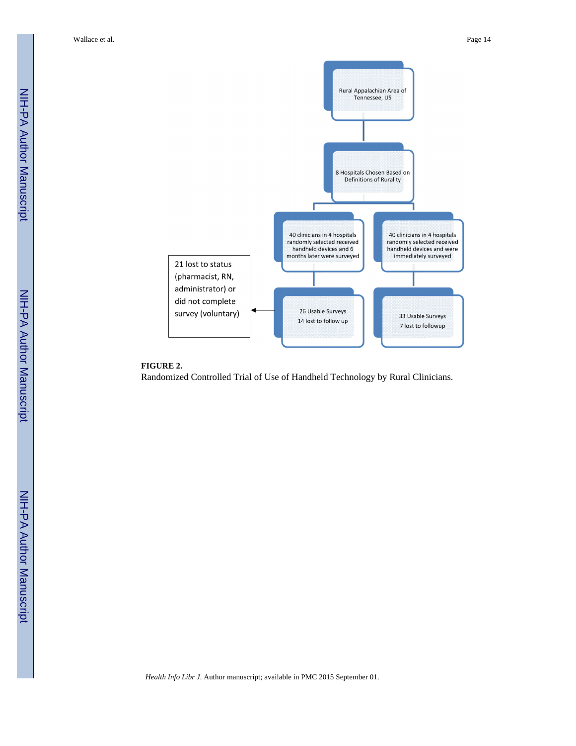Rural Appalachian Area of Tennessee, US

8 Hospitals Chosen Based on Definitions of Rurality

40 clinicians in 4 hospitals randomly selected received handheld devices and 6 months later were surveyed

40 clinicians in 4 hospitals randomly selected received handheld devices and were immediately surveyed

21 lost to status (pharmacist, RN, administrator) or did not complete survey (voluntary)

26 Usable Surveys
14 lost to follow up

33 Usable Surveys
7 lost to followup

**FIGURE 2.**

Randomized Controlled Trial of Use of Handheld Technology by Rural Clinicians.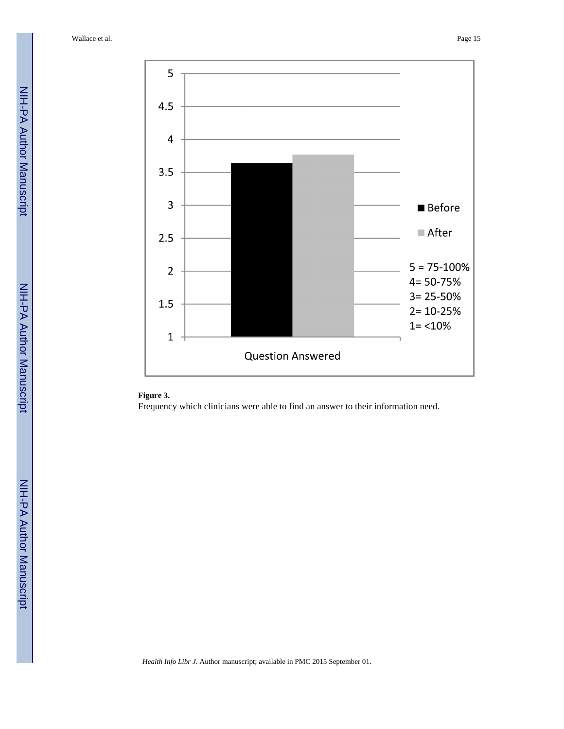**Figure 3.**

Frequency which clinicians were able to find an answer to their information need.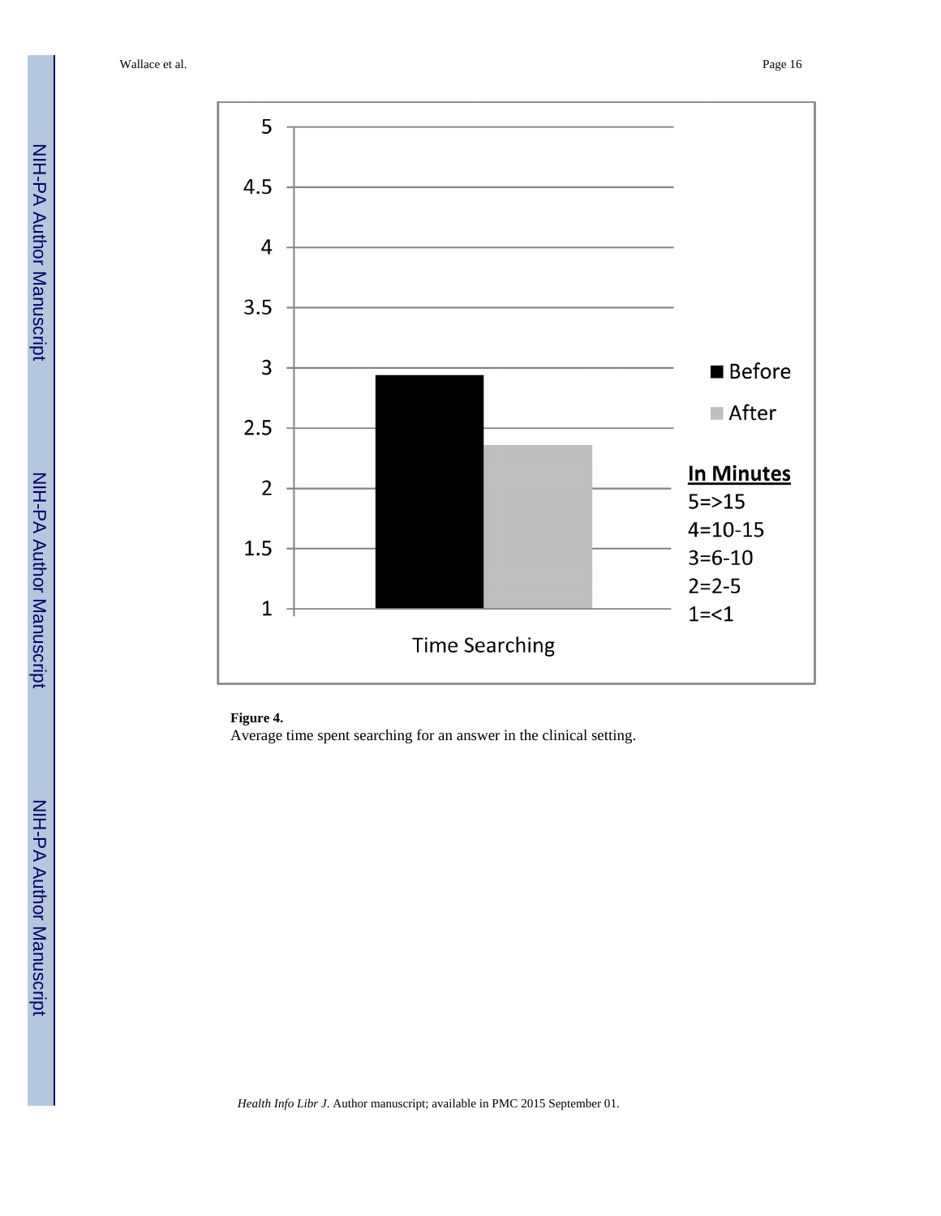**Figure 4.**

Average time spent searching for an answer in the clinical setting.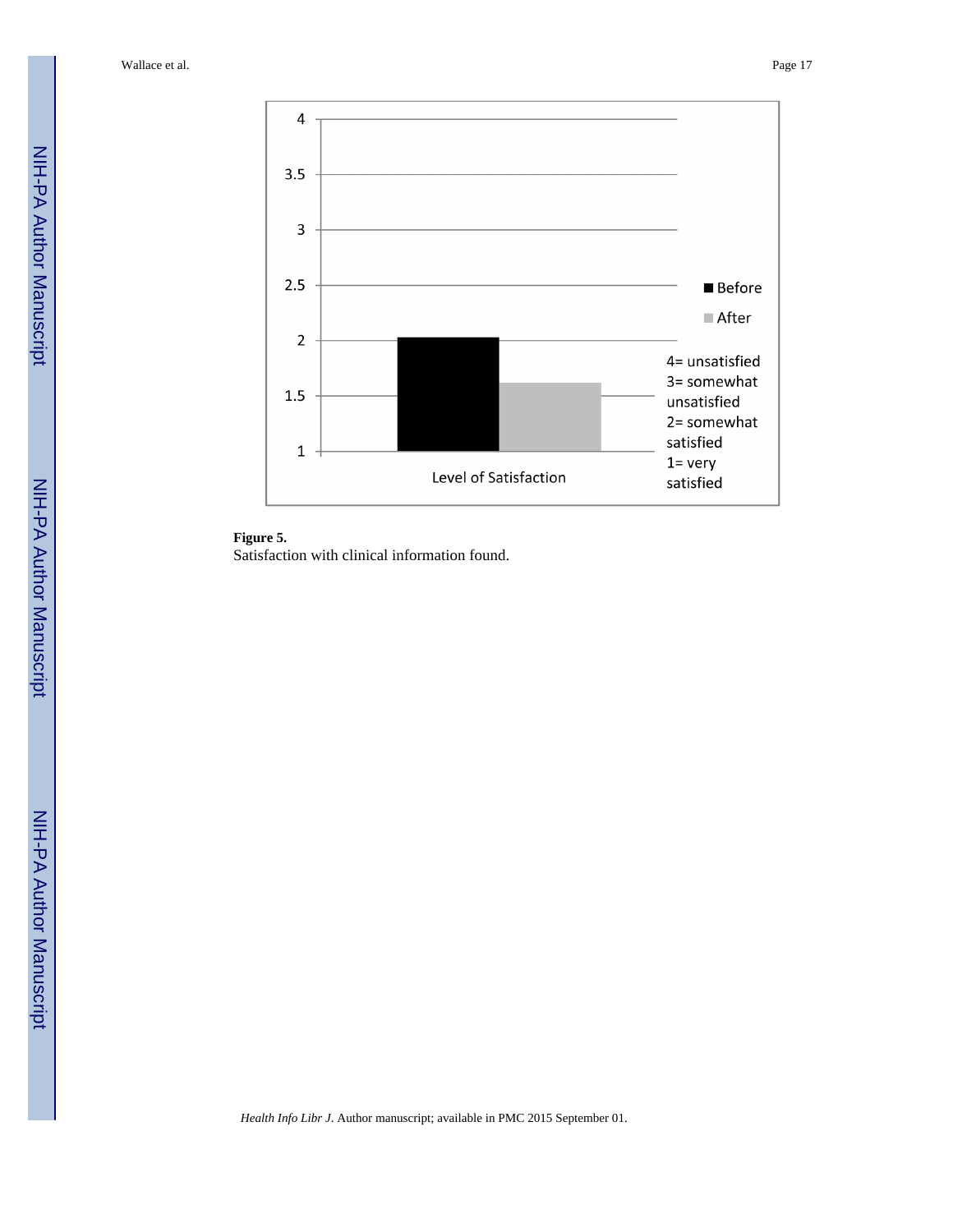**Figure 5.**

Satisfaction with clinical information found.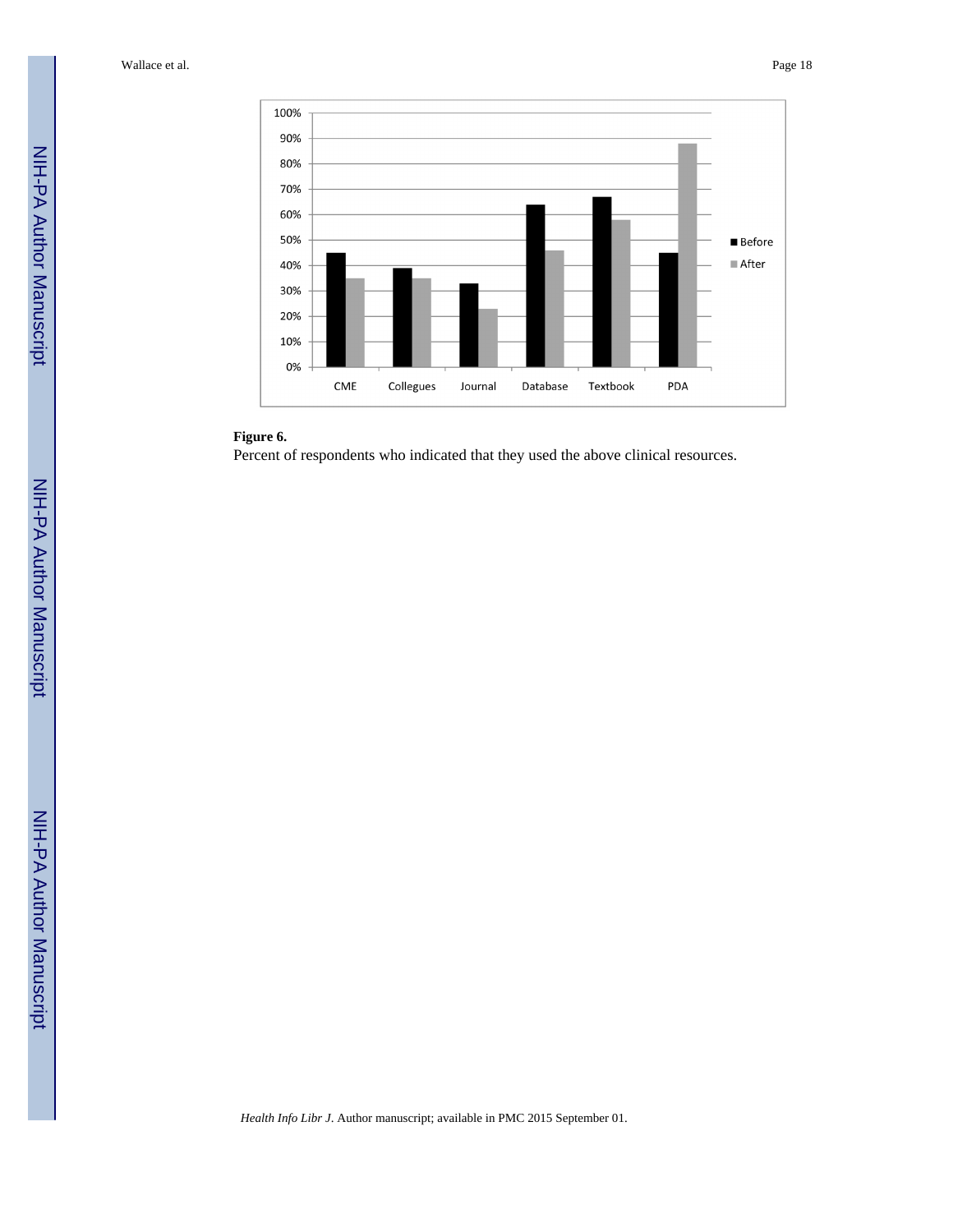**Figure 6.**

Percent of respondents who indicated that they used the above clinical resources.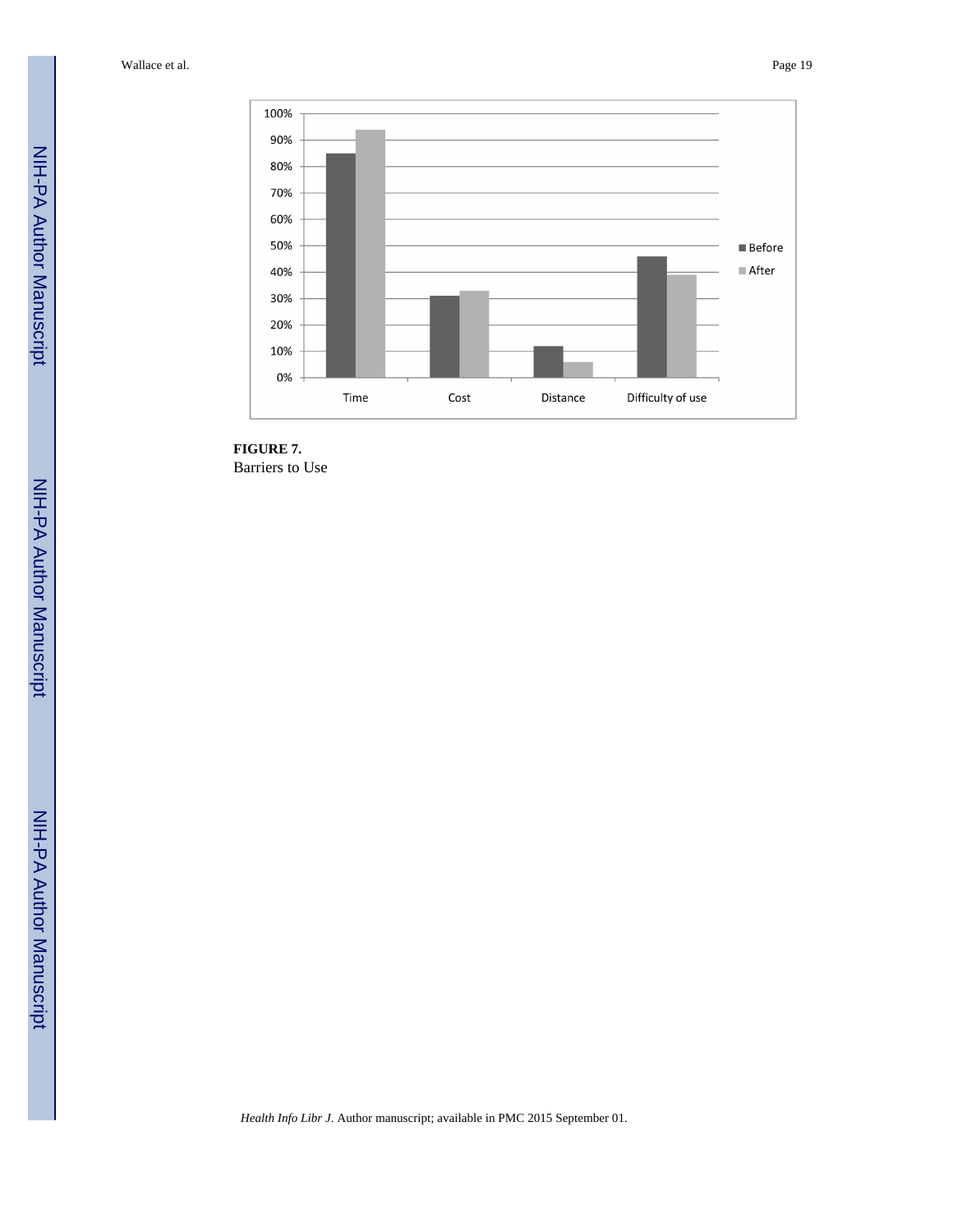**FIGURE 7.**
Barriers to Use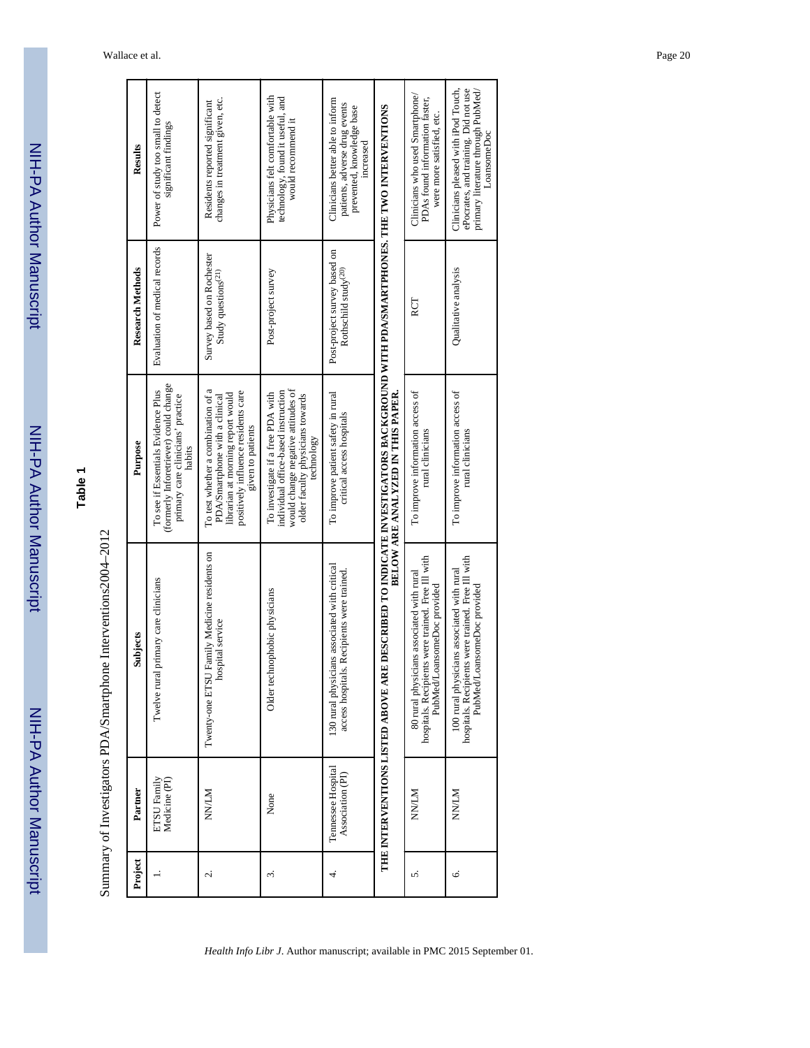**Table 1**

Summary of Investigators PDA/Smartphone Interventions2004–2012

| Project | Partner | Subjects | Purpose | Research Methods | Results |
| --- | --- | --- | --- | --- | --- |
| 1. | ETSU Family Medicine (PI) | Twelve rural primary care clinicians | To see if Essentials Evidence Plus (formerly Inforetriever) could change primary care clinicians' practice habits | Evaluation of medical records | Power of study too small to detect significant findings |
| 2. | NN/LM | Twenty-one ETSU Family Medicine residents on hospital service | To test whether a combination of a PDA/Smartphone with a clinical librarian at morning report would positively influence residents care given to patients | Survey based on Rochester Study questions[21] | Residents reported significant changes in treatment given, etc. |
| 3. | None | Older technophobic physicians | To investigate if a free PDA with individual office-based instruction would change negative attitudes of older faculty physicians towards technology | Post-project survey | Physicians felt comfortable with technology, found it useful, and would recommend it |
| 4. | Tennessee Hospital Association (PI) | 130 rural physicians associated with critical access hospitals. Recipients were trained. | To improve patient safety in rural critical access hospitals | Post-project survey based on Rothschild study[20] | Clinicians better able to inform patients, adverse drug events prevented, knowledge base increased |
| THE INTERVENTIONS LISTED ABOVE ARE DESCRIBED TO INDICATE INVESTIGATORS BACKGROUND WITH PDA/SMARTPHONES. THE TWO INTERVENTIONS BELOW ARE ANALYZED IN THIS PAPER. | | | | | |
| 5. | NN/LM | 80 rural physicians associated with rural hospitals. Recipients were trained. Free Ill with PubMed/LoansomeDoc provided | To improve information access of rural clinicians | RCT | Clinicians who used Smartphone/PDAs found information faster, were more satisfied, etc. |
| 6. | NN/LM | 100 rural physicians associated with rural hospitals. Recipients were trained. Free Ill with PubMed/LoansomeDoc provided | To improve information access of rural clinicians | Qualitative analysis | Clinicians pleased with iPod Touch, ePocrates, and training. Did not use primary literature through PubMed/LoansomeDoc |